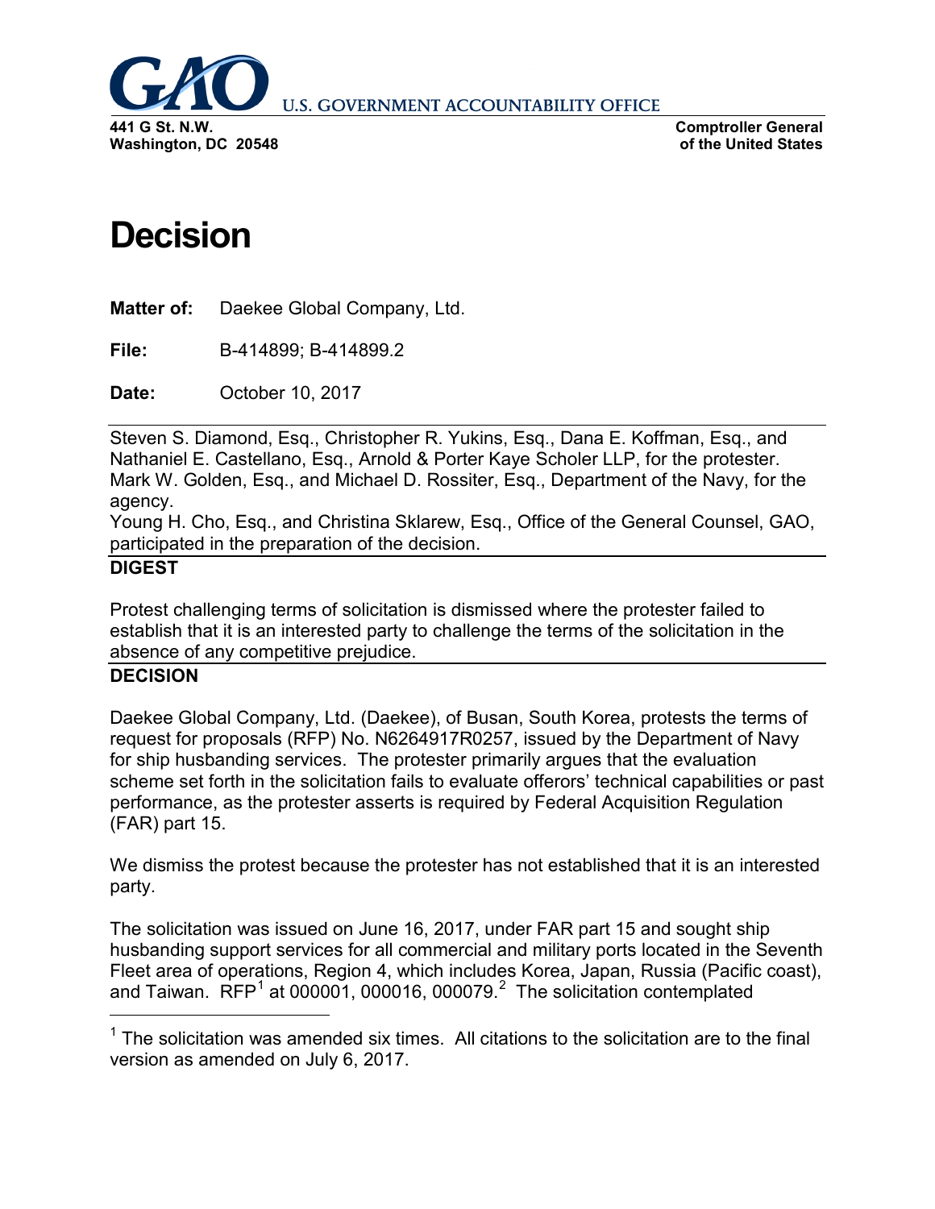GAO U.S. GOVERNMENT ACCOUNTABILITY OFFICE

**441 G St. N.W.**
**Washington, DC 20548**

**Comptroller General**
**of the United States**

# Decision

**Matter of:** Daekee Global Company, Ltd.

**File:** B-414899; B-414899.2

**Date:** October 10, 2017

---

Steven S. Diamond, Esq., Christopher R. Yukins, Esq., Dana E. Koffman, Esq., and Nathaniel E. Castellano, Esq., Arnold & Porter Kaye Scholer LLP, for the protester.
Mark W. Golden, Esq., and Michael D. Rossiter, Esq., Department of the Navy, for the agency.
Young H. Cho, Esq., and Christina Sklarew, Esq., Office of the General Counsel, GAO, participated in the preparation of the decision.

## DIGEST

Protest challenging terms of solicitation is dismissed where the protester failed to establish that it is an interested party to challenge the terms of the solicitation in the absence of any competitive prejudice.

## DECISION

Daekee Global Company, Ltd. (Daekee), of Busan, South Korea, protests the terms of request for proposals (RFP) No. N6264917R0257, issued by the Department of Navy for ship husbanding services. The protester primarily argues that the evaluation scheme set forth in the solicitation fails to evaluate offerors' technical capabilities or past performance, as the protester asserts is required by Federal Acquisition Regulation (FAR) part 15.

We dismiss the protest because the protester has not established that it is an interested party.

The solicitation was issued on June 16, 2017, under FAR part 15 and sought ship husbanding support services for all commercial and military ports located in the Seventh Fleet area of operations, Region 4, which includes Korea, Japan, Russia (Pacific coast), and Taiwan. RFP[1] at 000001, 000016, 000079.[2] The solicitation contemplated

---

[1] The solicitation was amended six times. All citations to the solicitation are to the final version as amended on July 6, 2017.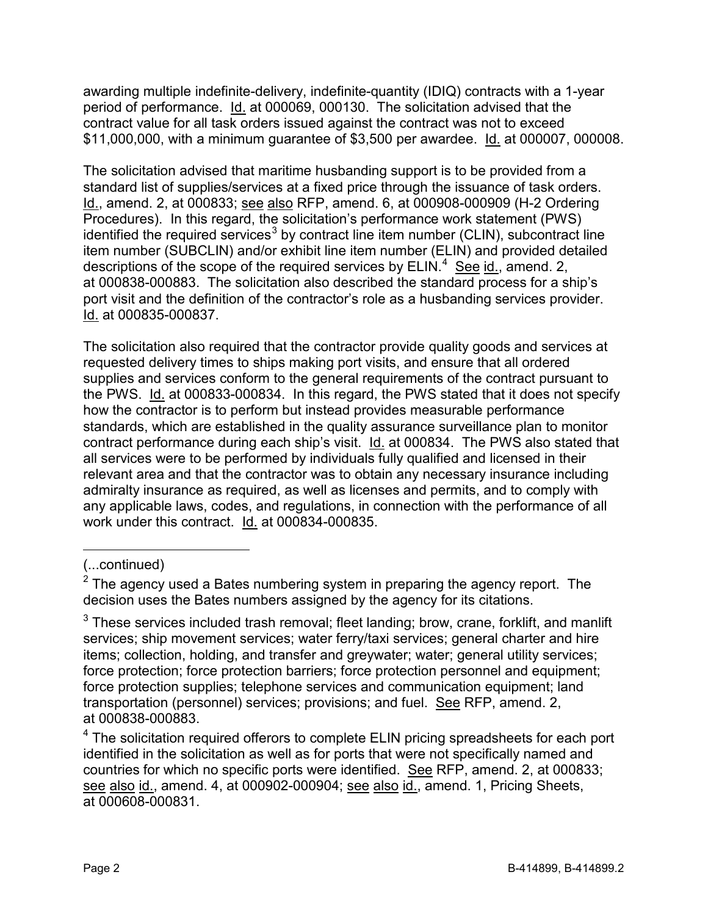awarding multiple indefinite-delivery, indefinite-quantity (IDIQ) contracts with a 1-year period of performance. Id. at 000069, 000130. The solicitation advised that the contract value for all task orders issued against the contract was not to exceed $11,000,000, with a minimum guarantee of $3,500 per awardee. Id. at 000007, 000008.

The solicitation advised that maritime husbanding support is to be provided from a standard list of supplies/services at a fixed price through the issuance of task orders. Id., amend. 2, at 000833; see also RFP, amend. 6, at 000908-000909 (H-2 Ordering Procedures). In this regard, the solicitation's performance work statement (PWS) identified the required services[3] by contract line item number (CLIN), subcontract line item number (SUBCLIN) and/or exhibit line item number (ELIN) and provided detailed descriptions of the scope of the required services by ELIN.[4] See id., amend. 2, at 000838-000883. The solicitation also described the standard process for a ship's port visit and the definition of the contractor's role as a husbanding services provider. Id. at 000835-000837.

The solicitation also required that the contractor provide quality goods and services at requested delivery times to ships making port visits, and ensure that all ordered supplies and services conform to the general requirements of the contract pursuant to the PWS. Id. at 000833-000834. In this regard, the PWS stated that it does not specify how the contractor is to perform but instead provides measurable performance standards, which are established in the quality assurance surveillance plan to monitor contract performance during each ship's visit. Id. at 000834. The PWS also stated that all services were to be performed by individuals fully qualified and licensed in their relevant area and that the contractor was to obtain any necessary insurance including admiralty insurance as required, as well as licenses and permits, and to comply with any applicable laws, codes, and regulations, in connection with the performance of all work under this contract. Id. at 000834-000835.

---

(...continued)

[2] The agency used a Bates numbering system in preparing the agency report. The decision uses the Bates numbers assigned by the agency for its citations.

[3] These services included trash removal; fleet landing; brow, crane, forklift, and manlift services; ship movement services; water ferry/taxi services; general charter and hire items; collection, holding, and transfer and greywater; water; general utility services; force protection; force protection barriers; force protection personnel and equipment; force protection supplies; telephone services and communication equipment; land transportation (personnel) services; provisions; and fuel. See RFP, amend. 2, at 000838-000883.

[4] The solicitation required offerors to complete ELIN pricing spreadsheets for each port identified in the solicitation as well as for ports that were not specifically named and countries for which no specific ports were identified. See RFP, amend. 2, at 000833; see also id., amend. 4, at 000902-000904; see also id., amend. 1, Pricing Sheets, at 000608-000831.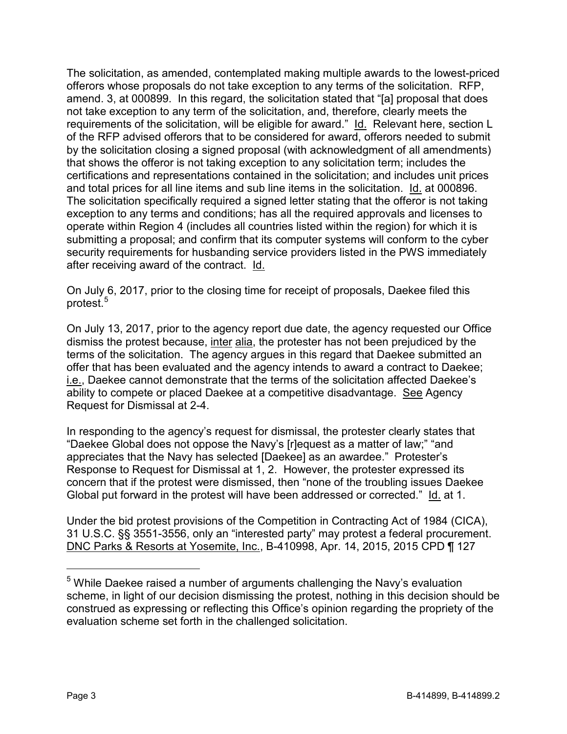The solicitation, as amended, contemplated making multiple awards to the lowest-priced offerors whose proposals do not take exception to any terms of the solicitation. RFP, amend. 3, at 000899. In this regard, the solicitation stated that "[a] proposal that does not take exception to any term of the solicitation, and, therefore, clearly meets the requirements of the solicitation, will be eligible for award." Id. Relevant here, section L of the RFP advised offerors that to be considered for award, offerors needed to submit by the solicitation closing a signed proposal (with acknowledgment of all amendments) that shows the offeror is not taking exception to any solicitation term; includes the certifications and representations contained in the solicitation; and includes unit prices and total prices for all line items and sub line items in the solicitation. Id. at 000896. The solicitation specifically required a signed letter stating that the offeror is not taking exception to any terms and conditions; has all the required approvals and licenses to operate within Region 4 (includes all countries listed within the region) for which it is submitting a proposal; and confirm that its computer systems will conform to the cyber security requirements for husbanding service providers listed in the PWS immediately after receiving award of the contract. Id.

On July 6, 2017, prior to the closing time for receipt of proposals, Daekee filed this protest.[5]

On July 13, 2017, prior to the agency report due date, the agency requested our Office dismiss the protest because, inter alia, the protester has not been prejudiced by the terms of the solicitation. The agency argues in this regard that Daekee submitted an offer that has been evaluated and the agency intends to award a contract to Daekee; i.e., Daekee cannot demonstrate that the terms of the solicitation affected Daekee's ability to compete or placed Daekee at a competitive disadvantage. See Agency Request for Dismissal at 2-4.

In responding to the agency's request for dismissal, the protester clearly states that "Daekee Global does not oppose the Navy's [r]equest as a matter of law;" "and appreciates that the Navy has selected [Daekee] as an awardee." Protester's Response to Request for Dismissal at 1, 2. However, the protester expressed its concern that if the protest were dismissed, then "none of the troubling issues Daekee Global put forward in the protest will have been addressed or corrected." Id. at 1.

Under the bid protest provisions of the Competition in Contracting Act of 1984 (CICA), 31 U.S.C. §§ 3551-3556, only an "interested party" may protest a federal procurement. DNC Parks & Resorts at Yosemite, Inc., B-410998, Apr. 14, 2015, 2015 CPD ¶ 127

---

[5] While Daekee raised a number of arguments challenging the Navy's evaluation scheme, in light of our decision dismissing the protest, nothing in this decision should be construed as expressing or reflecting this Office's opinion regarding the propriety of the evaluation scheme set forth in the challenged solicitation.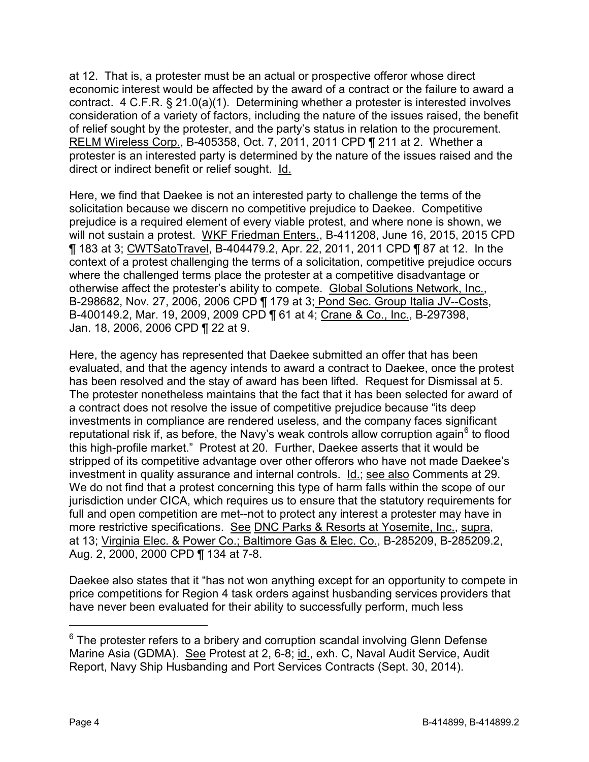at 12. That is, a protester must be an actual or prospective offeror whose direct economic interest would be affected by the award of a contract or the failure to award a contract. 4 C.F.R. § 21.0(a)(1). Determining whether a protester is interested involves consideration of a variety of factors, including the nature of the issues raised, the benefit of relief sought by the protester, and the party's status in relation to the procurement. RELM Wireless Corp., B-405358, Oct. 7, 2011, 2011 CPD ¶ 211 at 2. Whether a protester is an interested party is determined by the nature of the issues raised and the direct or indirect benefit or relief sought. Id.

Here, we find that Daekee is not an interested party to challenge the terms of the solicitation because we discern no competitive prejudice to Daekee. Competitive prejudice is a required element of every viable protest, and where none is shown, we will not sustain a protest. WKF Friedman Enters., B-411208, June 16, 2015, 2015 CPD ¶ 183 at 3; CWTSatoTravel, B-404479.2, Apr. 22, 2011, 2011 CPD ¶ 87 at 12. In the context of a protest challenging the terms of a solicitation, competitive prejudice occurs where the challenged terms place the protester at a competitive disadvantage or otherwise affect the protester's ability to compete. Global Solutions Network, Inc., B-298682, Nov. 27, 2006, 2006 CPD ¶ 179 at 3; Pond Sec. Group Italia JV--Costs, B-400149.2, Mar. 19, 2009, 2009 CPD ¶ 61 at 4; Crane & Co., Inc., B-297398, Jan. 18, 2006, 2006 CPD ¶ 22 at 9.

Here, the agency has represented that Daekee submitted an offer that has been evaluated, and that the agency intends to award a contract to Daekee, once the protest has been resolved and the stay of award has been lifted. Request for Dismissal at 5. The protester nonetheless maintains that the fact that it has been selected for award of a contract does not resolve the issue of competitive prejudice because "its deep investments in compliance are rendered useless, and the company faces significant reputational risk if, as before, the Navy's weak controls allow corruption again[6] to flood this high-profile market." Protest at 20. Further, Daekee asserts that it would be stripped of its competitive advantage over other offerors who have not made Daekee's investment in quality assurance and internal controls. Id.; see also Comments at 29. We do not find that a protest concerning this type of harm falls within the scope of our jurisdiction under CICA, which requires us to ensure that the statutory requirements for full and open competition are met--not to protect any interest a protester may have in more restrictive specifications. See DNC Parks & Resorts at Yosemite, Inc., supra, at 13; Virginia Elec. & Power Co.; Baltimore Gas & Elec. Co., B-285209, B-285209.2, Aug. 2, 2000, 2000 CPD ¶ 134 at 7-8.

Daekee also states that it "has not won anything except for an opportunity to compete in price competitions for Region 4 task orders against husbanding services providers that have never been evaluated for their ability to successfully perform, much less

---

[6] The protester refers to a bribery and corruption scandal involving Glenn Defense Marine Asia (GDMA). See Protest at 2, 6-8; id., exh. C, Naval Audit Service, Audit Report, Navy Ship Husbanding and Port Services Contracts (Sept. 30, 2014).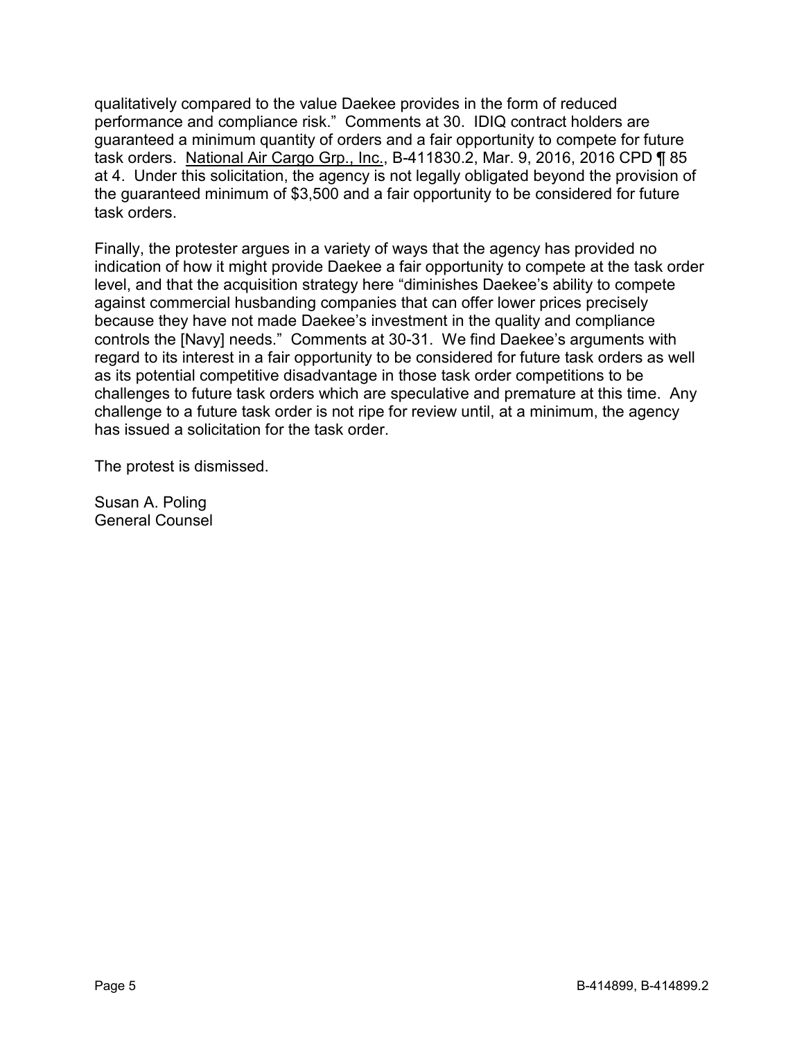qualitatively compared to the value Daekee provides in the form of reduced performance and compliance risk." Comments at 30. IDIQ contract holders are guaranteed a minimum quantity of orders and a fair opportunity to compete for future task orders. National Air Cargo Grp., Inc., B-411830.2, Mar. 9, 2016, 2016 CPD ¶ 85 at 4. Under this solicitation, the agency is not legally obligated beyond the provision of the guaranteed minimum of $3,500 and a fair opportunity to be considered for future task orders.

Finally, the protester argues in a variety of ways that the agency has provided no indication of how it might provide Daekee a fair opportunity to compete at the task order level, and that the acquisition strategy here "diminishes Daekee's ability to compete against commercial husbanding companies that can offer lower prices precisely because they have not made Daekee's investment in the quality and compliance controls the [Navy] needs." Comments at 30-31. We find Daekee's arguments with regard to its interest in a fair opportunity to be considered for future task orders as well as its potential competitive disadvantage in those task order competitions to be challenges to future task orders which are speculative and premature at this time. Any challenge to a future task order is not ripe for review until, at a minimum, the agency has issued a solicitation for the task order.

The protest is dismissed.

Susan A. Poling
General Counsel